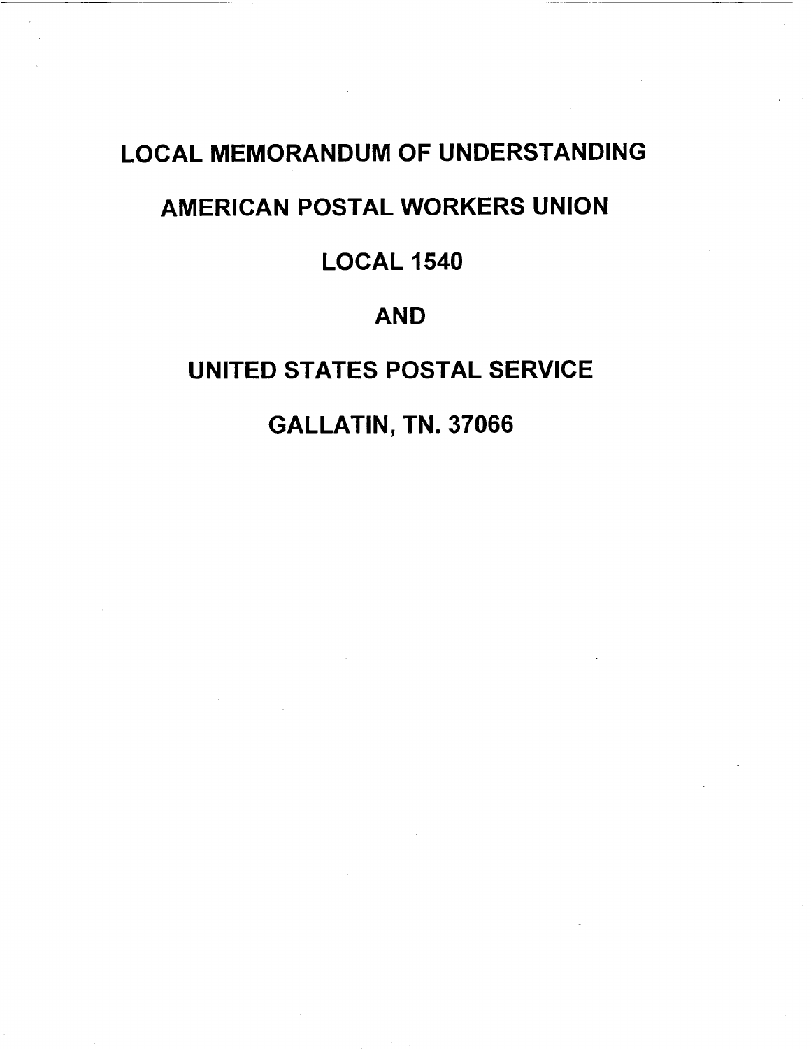# LOCAL MEMORANDUM OF UNDERSTANDING

# AMERICAN POSTAL WORKERS UNION

# LOCAL 1540

# AND

# UNITED STATES POSTAL SERVICE

# GALLATIN, TN. 37066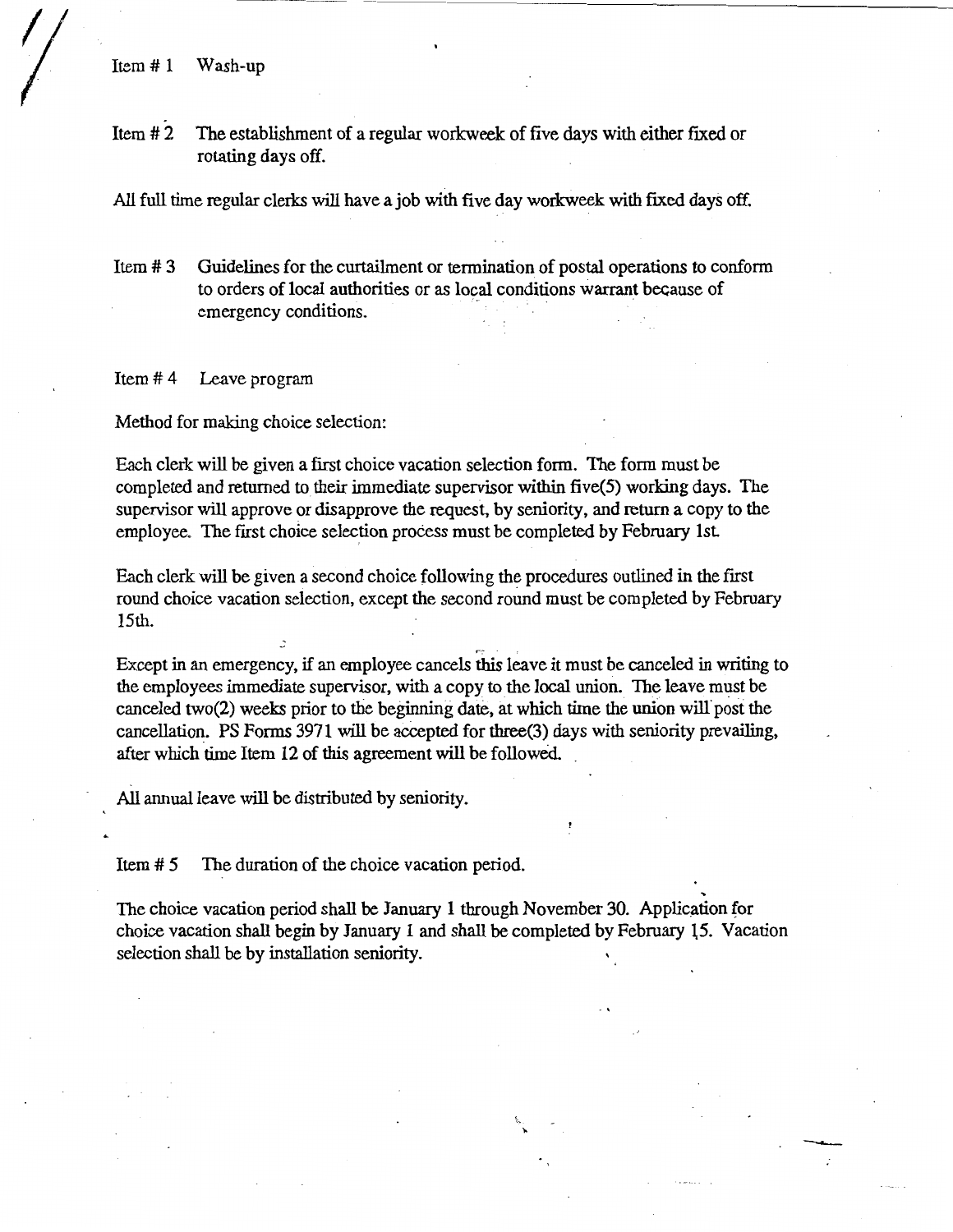Item # 1 Wash-up

Item # 2 The establishment of a regular workweek of five days with either fixed or rotating days off.

All full time regular clerks will have a job with five day workweek with fixed days off.

Item # 3 Guidelines for the curtailment or termination of postal operations to conform to orders of local authorities or as local conditions warrant because of emergency conditions.

Item # 4 Leave program

Method for making choice selection:

Each clerk will be given a first choice vacation selection form. The form must be completed and returned to their immediate supervisor within five(5) working days. The supervisor will approve or disapprove the request, by seniority, and return a copy to the employee. The first choice selection process must be completed by February 1st.

Each clerk will be given a second choice following the procedures outlined in the first round choice vacation selection, except the second round must be completed by February 15th.

Except in an emergency, if an employee cancels this leave it must be canceled in writing to the employees immediate supervisor, with a copy to the local union. The leave must be canceled two(2) weeks prior to the beginning date, at which time the union will post the cancellation. PS Forms 3971 will be accepted for three(3) days with seniority prevailing, after which time Item 12 of this agreement will be followed.

All annual leave will be distributed by seniority.

Item # 5 The duration of the choice vacation period.

The choice vacation period shall be January 1 through November 30. Application for choice vacation shall begin by January 1 and shall be completed by February 15. Vacation selection shall be by installation seniority.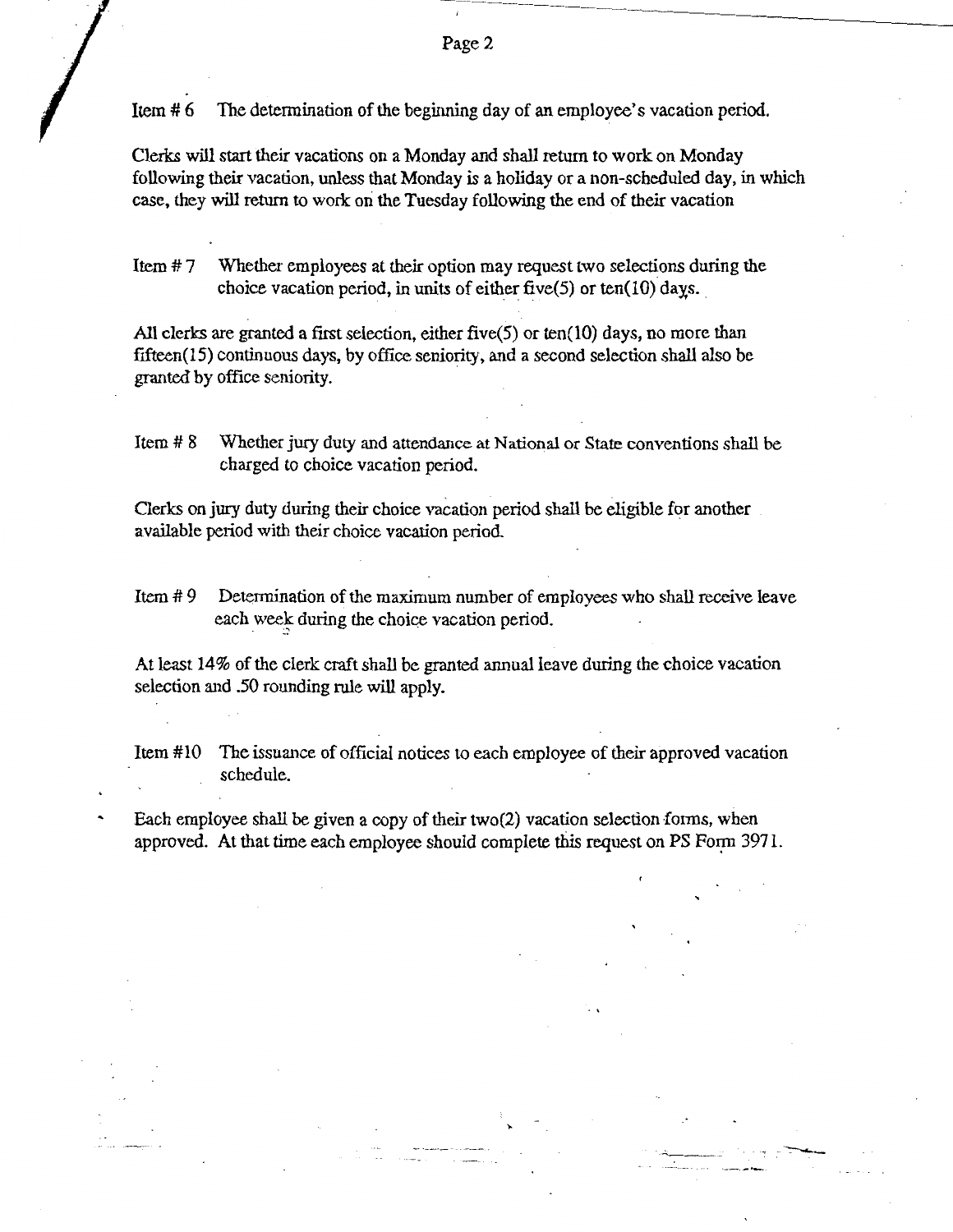Item # 6 The determination of the beginning day of an employee's vacation period.

Clerks will start their vacations on a Monday and shall return to work on Monday following their vacation, unless that Monday is a holiday or a non-scheduled day, in which case, they will return to work on the Tuesday following the end of their vacation

Item # 7 Whether employees at their option may request two selections during the choice vacation period, in units of either five(5) or ten(10) days.

All clerks are granted a first selection, either five(5) or ten(10) days, no more than fifteen(15) continuous days, by office seniority, and a second selection shall also be granted by office seniority.

Item # 8 Whether jury duty and attendance at National or State conventions shall be charged to choice vacation period.

Clerks on jury duty during their choice vacation period shall be eligible for another available period with their choice vacation period.

Item # 9 Determination of the maximum number of employees who shall receive leave each week during the choice vacation period.

At least 14% of the clerk craft shall be granted annual leave during the choice vacation selection and .50 rounding rule will apply.

Item #10 The issuance of official notices to each employee of their approved vacation schedule.

Each employee shall be given a copy of their two(2) vacation selection forms, when approved. At that time each employee should complete this request on PS Form 3971.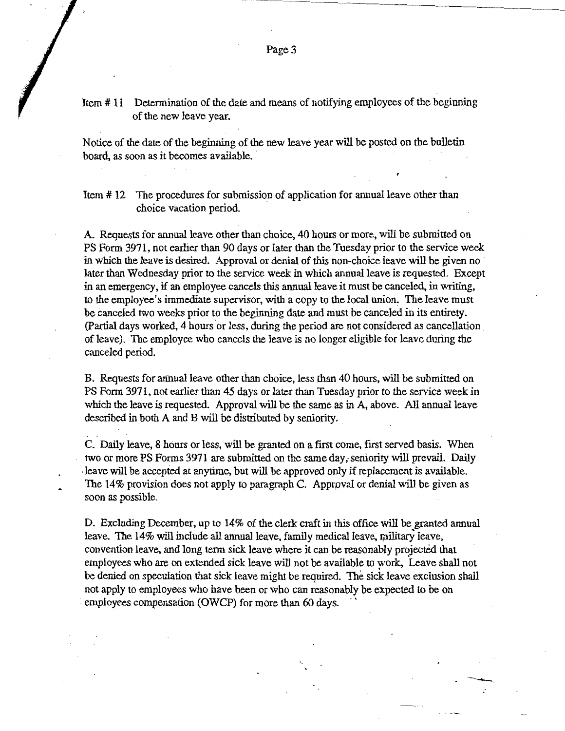Item # 11 Determination of the date and means of notifying employees of the beginning of the new leave year.

Notice of the date of the beginning of the new leave year will be posted on the bulletin board, as soon as it becomes available.

Item # 12 The procedures for submission of application for annual leave other than choice vacation period.

A. Requests for annual leave other than choice, 40 hours or more, will be submitted on PS Form 3971, not earlier than 90 days or later than the Tuesday prior to the service week in which the leave is desired. Approval or denial of this non-choice leave will be given no later than Wednesday prior to the service week in which annual leave is requested. Except in an emergency, if an employee cancels this annual leave it must be canceled, in writing, to the employee's immediate supervisor, with a copy to the local union. The leave must be canceled two weeks prior to the beginning date and must be canceled in its entirety. (Partial days worked, 4 hours or less, during the period are not considered as cancellation of leave). The employee who cancels the leave is no longer eligible for leave during the canceled period.

B. Requests for annual leave other than choice, less than 40 hours, will be submitted on PS Form 3971, not earlier than 45 days or later than Tuesday prior to the service week in which the leave is requested. Approval will be the same as in A, above. All annual leave described in both A and B will be distributed by seniority.

C. Daily leave, 8 hours or less, will be granted on a first come, first served basis. When two or more PS Forms 3971 are submitted on the same day, seniority will prevail. Daily leave will be accepted at anytime, but will be approved only if replacement is available. The 14% provision does not apply to paragraph C. Approval or denial will be given as soon as possible.

D. Excluding December, up to 14% of the clerk craft in this office will be granted annual leave. The 14% will include all annual leave, family medical leave, military leave, convention leave, and long term sick leave where it can be reasonably projected that employees who are on extended sick leave will not be available to work, Leave shall not be denied on speculation that sick leave might be required. The sick leave exclusion shall not apply to employees who have been or who can reasonably be expected to be on employees compensation (OWCP) for more than 60 days.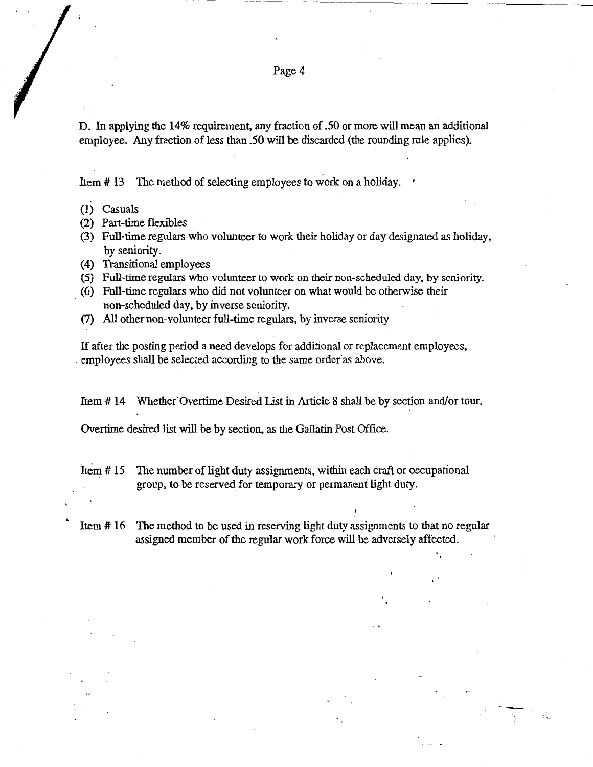D. In applying the 14% requirement, any fraction of .50 or more will mean an additional employee. Any fraction of less than .50 will be discarded (the rounding rule applies).

Item # 13 The method of selecting employees to work on a holiday.

(1) Casuals
(2) Part-time flexibles
(3) Full-time regulars who volunteer to work their holiday or day designated as holiday, by seniority.
(4) Transitional employees
(5) Full-time regulars who volunteer to work on their non-scheduled day, by seniority.
(6) Full-time regulars who did not volunteer on what would be otherwise their non-scheduled day, by inverse seniority.
(7) All other non-volunteer full-time regulars, by inverse seniority

If after the posting period a need develops for additional or replacement employees, employees shall be selected according to the same order as above.

Item # 14 Whether Overtime Desired List in Article 8 shall be by section and/or tour.

Overtime desired list will be by section, as the Gallatin Post Office.

Item # 15 The number of light duty assignments, within each craft or occupational group, to be reserved for temporary or permanent light duty.

Item # 16 The method to be used in reserving light duty assignments to that no regular assigned member of the regular work force will be adversely affected.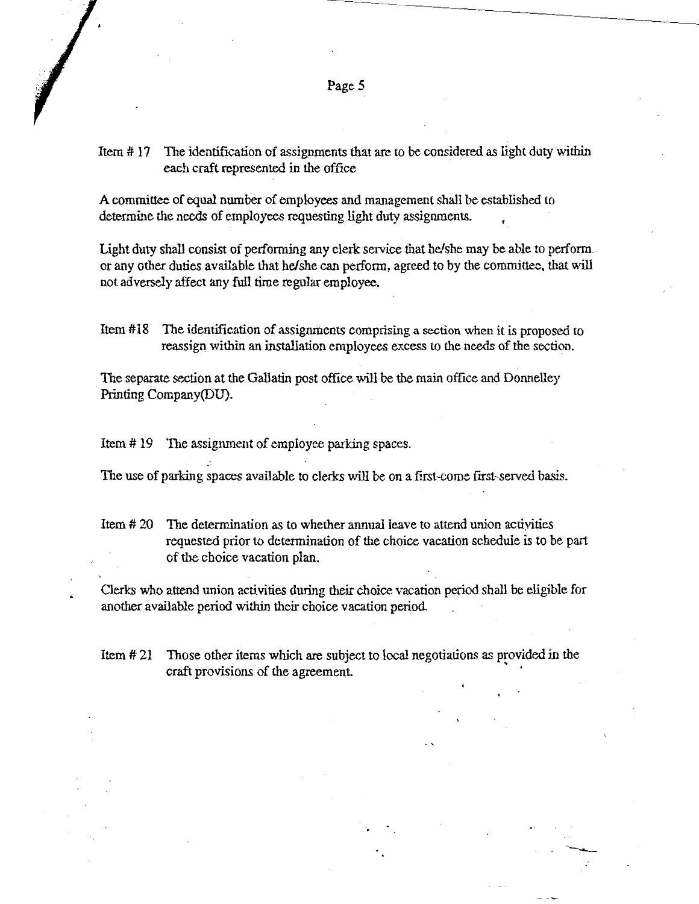Item # 17 The identification of assignments that are to be considered as light duty within each craft represented in the office

A committee of equal number of employees and management shall be established to determine the needs of employees requesting light duty assignments.

Light duty shall consist of performing any clerk service that he/she may be able to perform or any other duties available that he/she can perform, agreed to by the committee, that will not adversely affect any full time regular employee.

Item #18 The identification of assignments comprising a section when it is proposed to reassign within an installation employees excess to the needs of the section.

The separate section at the Gallatin post office will be the main office and Donnelley Printing Company(DU).

Item # 19 The assignment of employee parking spaces.

The use of parking spaces available to clerks will be on a first-come first-served basis.

Item # 20 The determination as to whether annual leave to attend union activities requested prior to determination of the choice vacation schedule is to be part of the choice vacation plan.

Clerks who attend union activities during their choice vacation period shall be eligible for another available period within their choice vacation period.

Item # 21 Those other items which are subject to local negotiations as provided in the craft provisions of the agreement.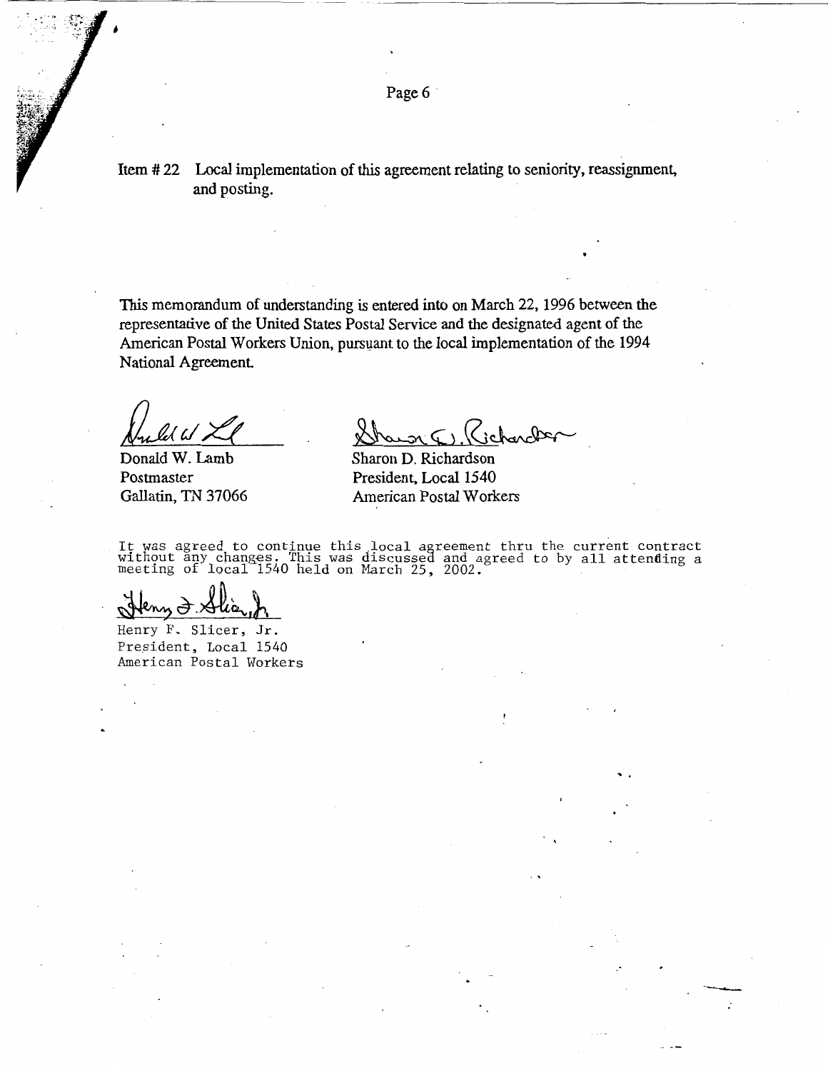Item # 22 Local implementation of this agreement relating to seniority, reassignment, and posting.

This memorandum of understanding is entered into on March 22, 1996 between the representative of the United States Postal Service and the designated agent of the American Postal Workers Union, pursuant to the local implementation of the 1994 National Agreement.

| | |
|---|---|
| Donald W. Lamb | Sharon D. Richardson |
| Postmaster | President, Local 1540 |
| Gallatin, TN 37066 | American Postal Workers |

It was agreed to continue this local agreement thru the current contract without any changes. This was discussed and agreed to by all attending a meeting of local 1540 held on March 25, 2002.

Henry F. Slicer, Jr.
President, Local 1540
American Postal Workers